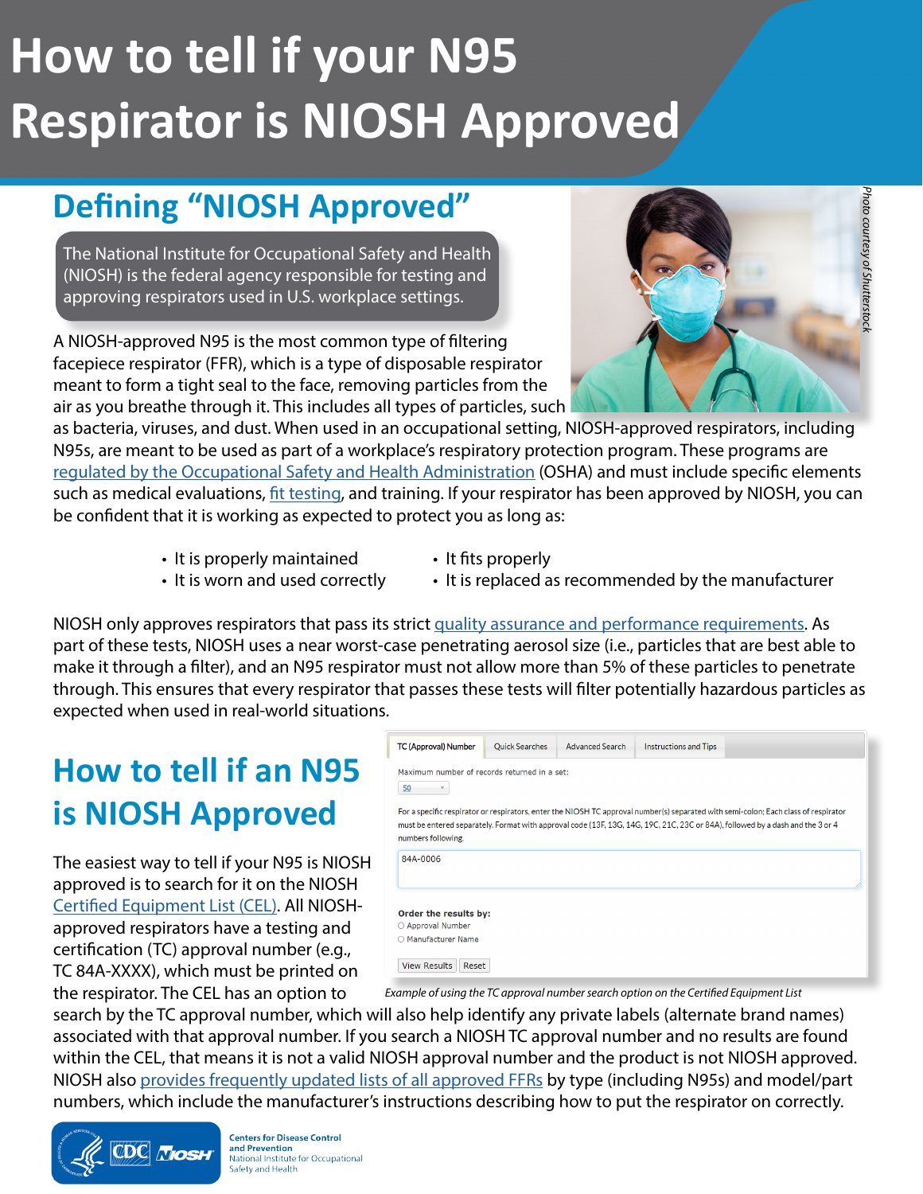# How to tell if your N95 Respirator is NIOSH Approved

## Defining "NIOSH Approved"

The National Institute for Occupational Safety and Health (NIOSH) is the federal agency responsible for testing and approving respirators used in U.S. workplace settings.

*Photo courtesy of Shutterstock*

A NIOSH-approved N95 is the most common type of filtering facepiece respirator (FFR), which is a type of disposable respirator meant to form a tight seal to the face, removing particles from the air as you breathe through it. This includes all types of particles, such as bacteria, viruses, and dust. When used in an occupational setting, NIOSH-approved respirators, including N95s, are meant to be used as part of a workplace's respiratory protection program. These programs are regulated by the Occupational Safety and Health Administration (OSHA) and must include specific elements such as medical evaluations, fit testing, and training. If your respirator has been approved by NIOSH, you can be confident that it is working as expected to protect you as long as:

- It is properly maintained
- It is worn and used correctly
- It fits properly
- It is replaced as recommended by the manufacturer

NIOSH only approves respirators that pass its strict quality assurance and performance requirements. As part of these tests, NIOSH uses a near worst-case penetrating aerosol size (i.e., particles that are best able to make it through a filter), and an N95 respirator must not allow more than 5% of these particles to penetrate through. This ensures that every respirator that passes these tests will filter potentially hazardous particles as expected when used in real-world situations.

## How to tell if an N95 is NIOSH Approved

The easiest way to tell if your N95 is NIOSH approved is to search for it on the NIOSH Certified Equipment List (CEL). All NIOSH-approved respirators have a testing and certification (TC) approval number (e.g., TC 84A-XXXX), which must be printed on the respirator. The CEL has an option to search by the TC approval number, which will also help identify any private labels (alternate brand names) associated with that approval number. If you search a NIOSH TC approval number and no results are found within the CEL, that means it is not a valid NIOSH approval number and the product is not NIOSH approved. NIOSH also provides frequently updated lists of all approved FFRs by type (including N95s) and model/part numbers, which include the manufacturer's instructions describing how to put the respirator on correctly.

TC (Approval) Number | Quick Searches | Advanced Search | Instructions and Tips

Maximum number of records returned in a set: 50

For a specific respirator or respirators, enter the NIOSH TC approval number(s) separated with semi-colon; Each class of respirator must be entered separately. Format with approval code (13F, 13G, 14G, 19C, 21C, 23C or 84A), followed by a dash and the 3 or 4 numbers following.

84A-0006

Order the results by:
- Approval Number
- Manufacturer Name

View Results | Reset

*Example of using the TC approval number search option on the Certified Equipment List*

Centers for Disease Control and Prevention
National Institute for Occupational Safety and Health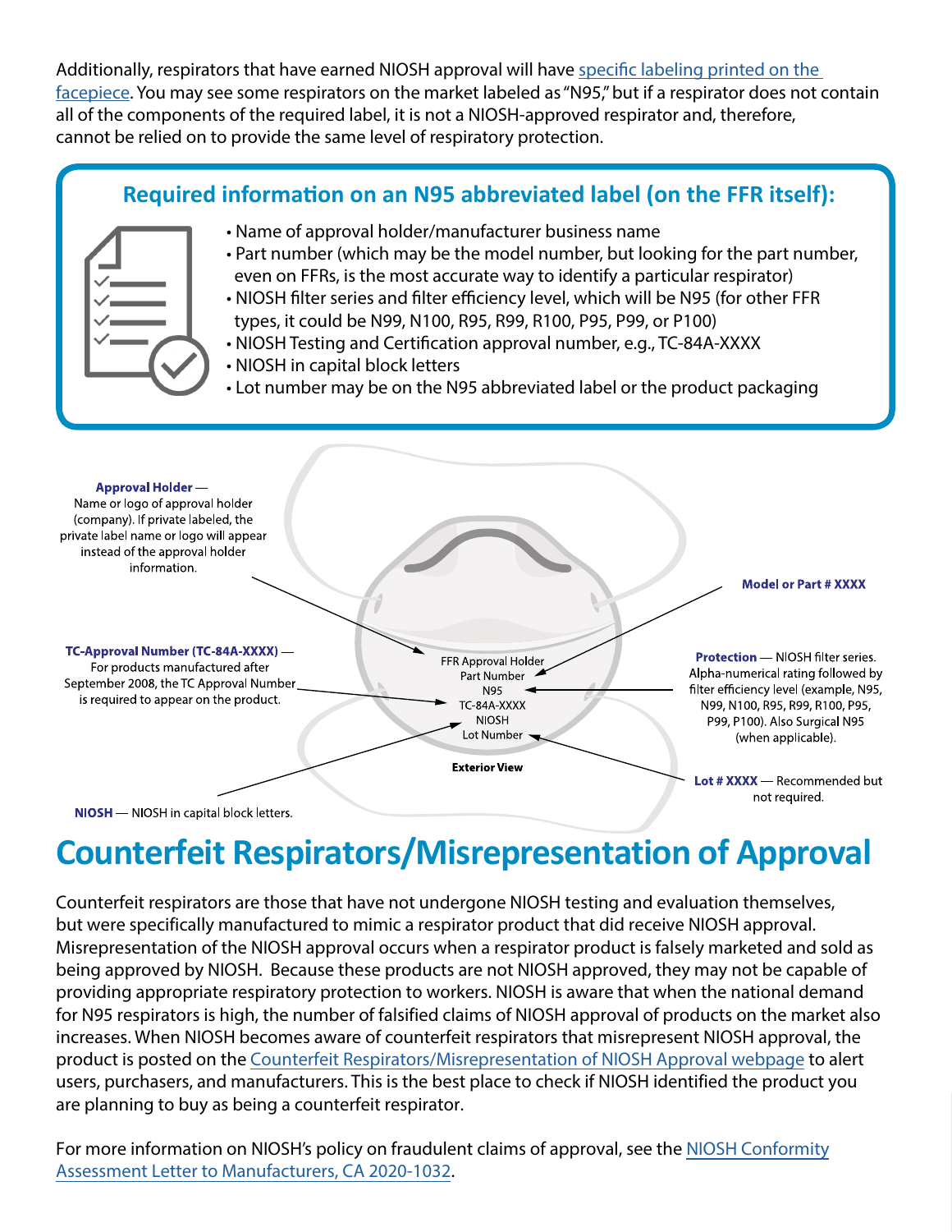Additionally, respirators that have earned NIOSH approval will have specific labeling printed on the facepiece. You may see some respirators on the market labeled as "N95," but if a respirator does not contain all of the components of the required label, it is not a NIOSH-approved respirator and, therefore, cannot be relied on to provide the same level of respiratory protection.

### Required information on an N95 abbreviated label (on the FFR itself):

- Name of approval holder/manufacturer business name
- Part number (which may be the model number, but looking for the part number, even on FFRs, is the most accurate way to identify a particular respirator)
- NIOSH filter series and filter efficiency level, which will be N95 (for other FFR types, it could be N99, N100, R95, R99, R100, P95, P99, or P100)
- NIOSH Testing and Certification approval number, e.g., TC-84A-XXXX
- NIOSH in capital block letters
- Lot number may be on the N95 abbreviated label or the product packaging

**Approval Holder** — Name or logo of approval holder (company). If private labeled, the private label name or logo will appear instead of the approval holder information.

**TC-Approval Number (TC-84A-XXXX)** — For products manufactured after September 2008, the TC Approval Number is required to appear on the product.

**NIOSH** — NIOSH in capital block letters.

**Model or Part # XXXX**

**Protection** — NIOSH filter series. Alpha-numerical rating followed by filter efficiency level (example, N95, N99, N100, R95, R99, R100, P95, P99, P100). Also Surgical N95 (when applicable).

**Lot # XXXX** — Recommended but not required.

FFR Approval Holder
Part Number
N95
TC-84A-XXXX
NIOSH
Lot Number

**Exterior View**

# Counterfeit Respirators/Misrepresentation of Approval

Counterfeit respirators are those that have not undergone NIOSH testing and evaluation themselves, but were specifically manufactured to mimic a respirator product that did receive NIOSH approval. Misrepresentation of the NIOSH approval occurs when a respirator product is falsely marketed and sold as being approved by NIOSH. Because these products are not NIOSH approved, they may not be capable of providing appropriate respiratory protection to workers. NIOSH is aware that when the national demand for N95 respirators is high, the number of falsified claims of NIOSH approval of products on the market also increases. When NIOSH becomes aware of counterfeit respirators that misrepresent NIOSH approval, the product is posted on the Counterfeit Respirators/Misrepresentation of NIOSH Approval webpage to alert users, purchasers, and manufacturers. This is the best place to check if NIOSH identified the product you are planning to buy as being a counterfeit respirator.

For more information on NIOSH's policy on fraudulent claims of approval, see the NIOSH Conformity Assessment Letter to Manufacturers, CA 2020-1032.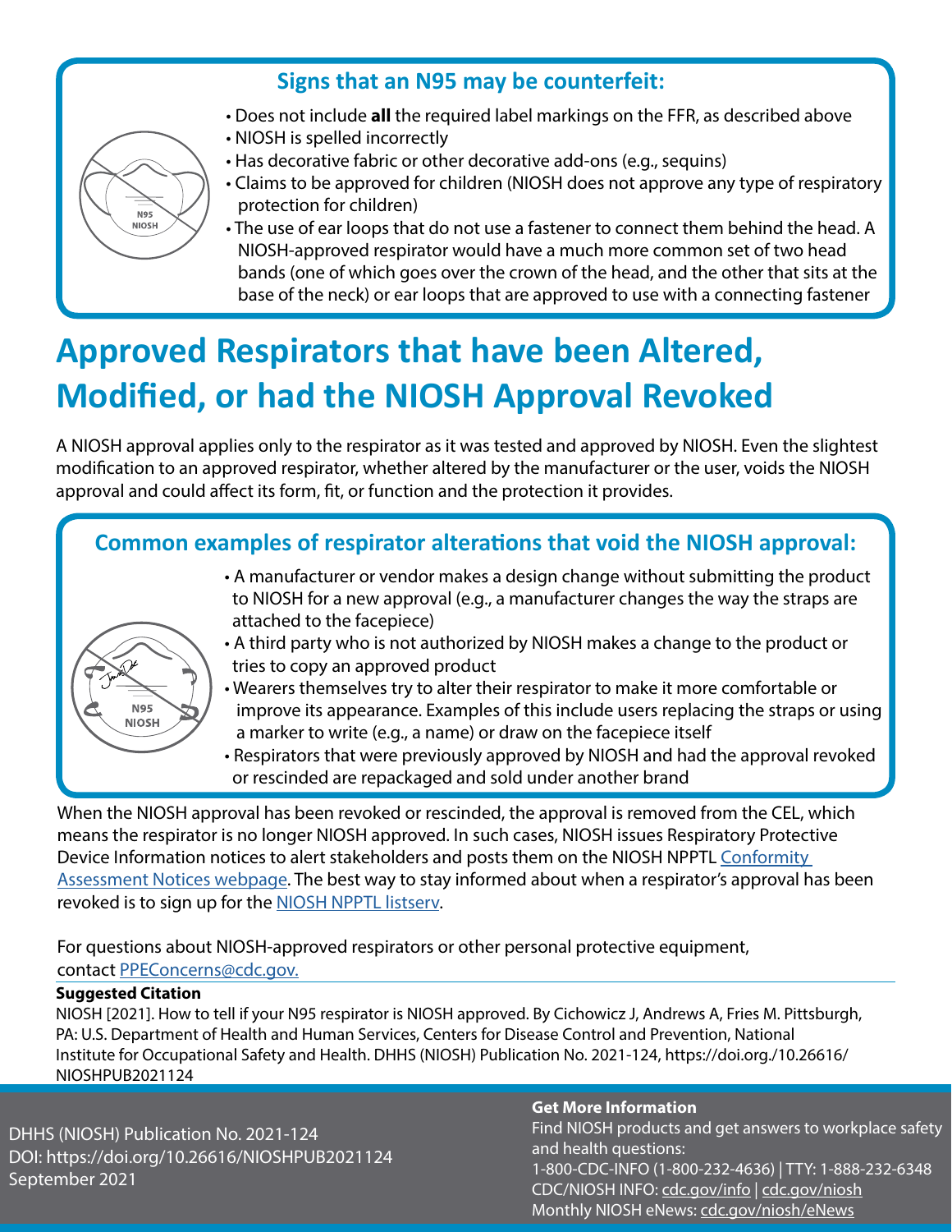### Signs that an N95 may be counterfeit:

- Does not include **all** the required label markings on the FFR, as described above
- NIOSH is spelled incorrectly
- Has decorative fabric or other decorative add-ons (e.g., sequins)
- Claims to be approved for children (NIOSH does not approve any type of respiratory protection for children)
- The use of ear loops that do not use a fastener to connect them behind the head. A NIOSH-approved respirator would have a much more common set of two head bands (one of which goes over the crown of the head, and the other that sits at the base of the neck) or ear loops that are approved to use with a connecting fastener

# Approved Respirators that have been Altered, Modified, or had the NIOSH Approval Revoked

A NIOSH approval applies only to the respirator as it was tested and approved by NIOSH. Even the slightest modification to an approved respirator, whether altered by the manufacturer or the user, voids the NIOSH approval and could affect its form, fit, or function and the protection it provides.

### Common examples of respirator alterations that void the NIOSH approval:

- A manufacturer or vendor makes a design change without submitting the product to NIOSH for a new approval (e.g., a manufacturer changes the way the straps are attached to the facepiece)
- A third party who is not authorized by NIOSH makes a change to the product or tries to copy an approved product
- Wearers themselves try to alter their respirator to make it more comfortable or improve its appearance. Examples of this include users replacing the straps or using a marker to write (e.g., a name) or draw on the facepiece itself
- Respirators that were previously approved by NIOSH and had the approval revoked or rescinded are repackaged and sold under another brand

When the NIOSH approval has been revoked or rescinded, the approval is removed from the CEL, which means the respirator is no longer NIOSH approved. In such cases, NIOSH issues Respiratory Protective Device Information notices to alert stakeholders and posts them on the NIOSH NPPTL Conformity Assessment Notices webpage. The best way to stay informed about when a respirator's approval has been revoked is to sign up for the NIOSH NPPTL listserv.

For questions about NIOSH-approved respirators or other personal protective equipment, contact PPEConcerns@cdc.gov.

**Suggested Citation**

NIOSH [2021]. How to tell if your N95 respirator is NIOSH approved. By Cichowicz J, Andrews A, Fries M. Pittsburgh, PA: U.S. Department of Health and Human Services, Centers for Disease Control and Prevention, National Institute for Occupational Safety and Health. DHHS (NIOSH) Publication No. 2021-124, https://doi.org./10.26616/NIOSHPUB2021124

DHHS (NIOSH) Publication No. 2021-124
DOI: https://doi.org/10.26616/NIOSHPUB2021124
September 2021

**Get More Information**

Find NIOSH products and get answers to workplace safety and health questions:
1-800-CDC-INFO (1-800-232-4636) | TTY: 1-888-232-6348
CDC/NIOSH INFO: cdc.gov/info | cdc.gov/niosh
Monthly NIOSH eNews: cdc.gov/niosh/eNews